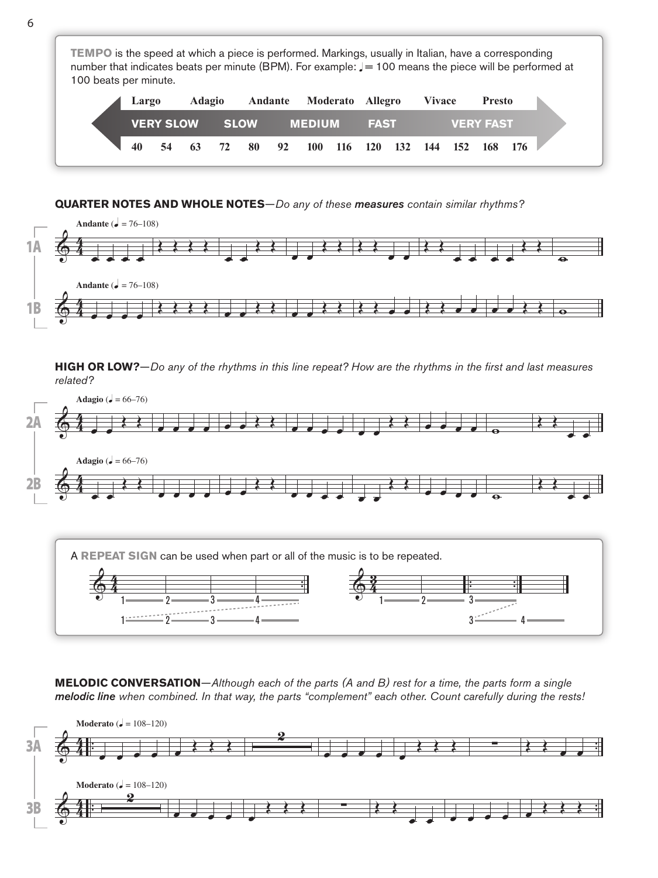**TEMPO** is the speed at which a piece is performed. Markings, usually in Italian, have a corresponding number that indicates beats per minute (BPM). For example: ♩= 100 means the piece will be performed at 100 beats per minute.

Largo Adagio Andante Moderato Allegro Vivace Presto

VERY SLOW SLOW MEDIUM FAST VERY FAST

40 54 63 72 80 92 100 116 120 132 144 152 168 176

**QUARTER NOTES AND WHOLE NOTES**—*Do any of these **measures** contain similar rhythms?*

1A Andante (♩ = 76–108)

1B Andante (♩ = 76–108)

**HIGH OR LOW?**—*Do any of the rhythms in this line repeat? How are the rhythms in the first and last measures related?*

2A Adagio (♩ = 66–76)

2B Adagio (♩ = 66–76)

A **REPEAT SIGN** can be used when part or all of the music is to be repeated.

**MELODIC CONVERSATION**—*Although each of the parts (A and B) rest for a time, the parts form a single **melodic line** when combined. In that way, the parts "complement" each other. Count carefully during the rests!*

3A Moderato (♩ = 108–120)

3B Moderato (♩ = 108–120)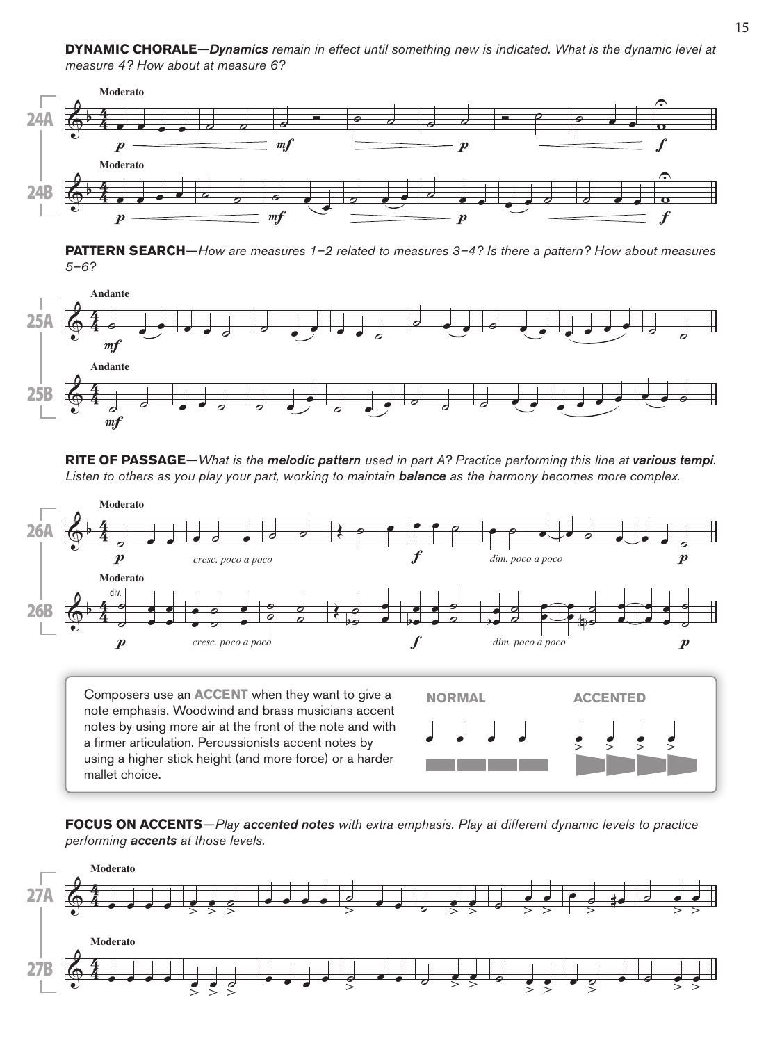**DYNAMIC CHORALE**—*Dynamics remain in effect until something new is indicated. What is the dynamic level at measure 4? How about at measure 6?*

**PATTERN SEARCH**—*How are measures 1–2 related to measures 3–4? Is there a pattern? How about measures 5–6?*

**RITE OF PASSAGE**—*What is the **melodic pattern** used in part A? Practice performing this line at **various tempi**. Listen to others as you play your part, working to maintain **balance** as the harmony becomes more complex.*

Composers use an **ACCENT** when they want to give a note emphasis. Woodwind and brass musicians accent notes by using more air at the front of the note and with a firmer articulation. Percussionists accent notes by using a higher stick height (and more force) or a harder mallet choice.

NORMAL

ACCENTED

**FOCUS ON ACCENTS**—*Play **accented notes** with extra emphasis. Play at different dynamic levels to practice performing **accents** at those levels.*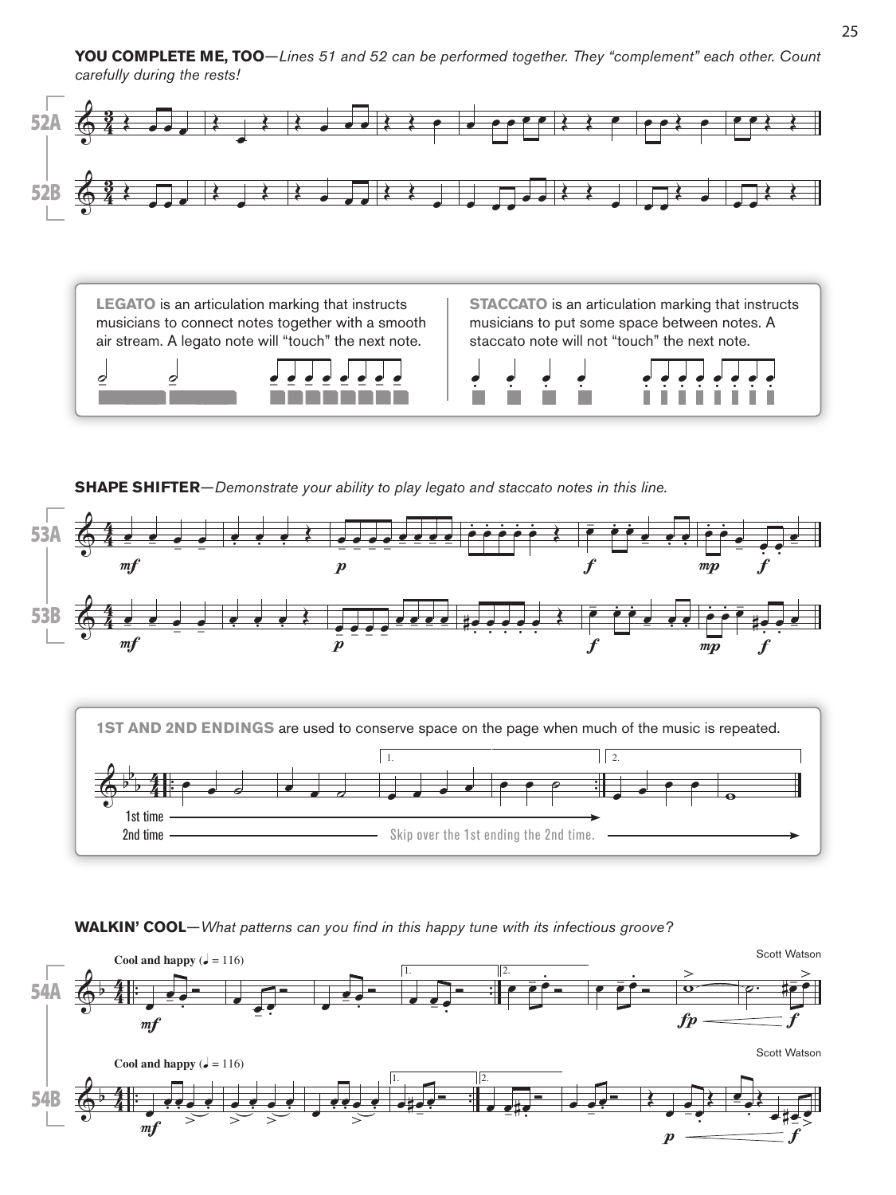**YOU COMPLETE ME, TOO**—*Lines 51 and 52 can be performed together. They "complement" each other. Count carefully during the rests!*

52A

52B

**LEGATO** is an articulation marking that instructs musicians to connect notes together with a smooth air stream. A legato note will "touch" the next note.

**STACCATO** is an articulation marking that instructs musicians to put some space between notes. A staccato note will not "touch" the next note.

**SHAPE SHIFTER**—*Demonstrate your ability to play legato and staccato notes in this line.*

53A

53B

**1ST AND 2ND ENDINGS** are used to conserve space on the page when much of the music is repeated.

1st time

2nd time — Skip over the 1st ending the 2nd time.

**WALKIN' COOL**—*What patterns can you find in this happy tune with its infectious groove?*

54A

Cool and happy (♩ = 116)

Scott Watson

54B

Cool and happy (♩ = 116)

Scott Watson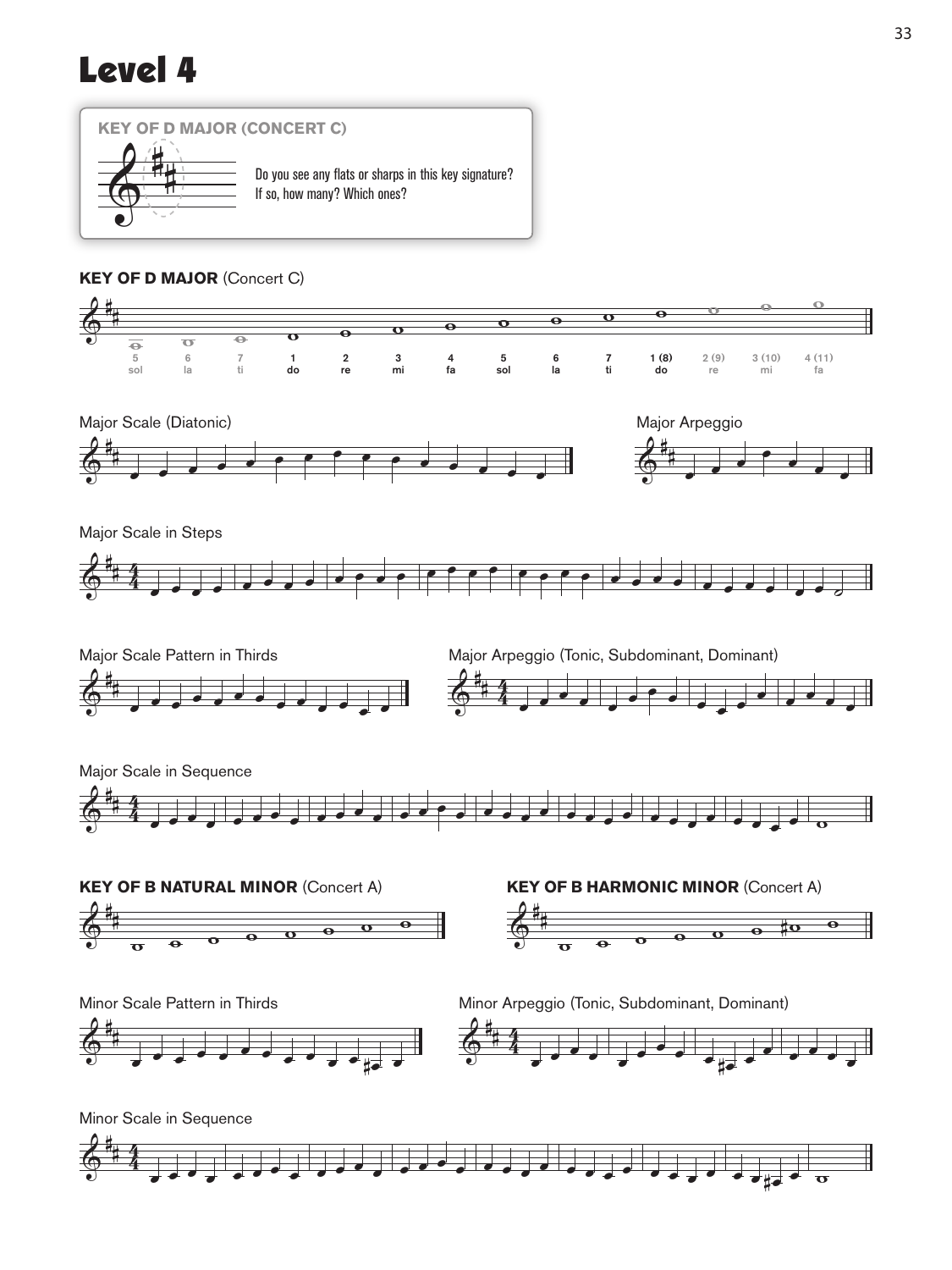# Level 4

**KEY OF D MAJOR (CONCERT C)**

Do you see any flats or sharps in this key signature? If so, how many? Which ones?

**KEY OF D MAJOR** (Concert C)

5 sol, 6 la, 7 ti, 1 do, 2 re, 3 mi, 4 fa, 5 sol, 6 la, 7 ti, 1 (8) do, 2 (9) re, 3 (10) mi, 4 (11) fa

Major Scale (Diatonic)

Major Arpeggio

Major Scale in Steps

Major Scale Pattern in Thirds

Major Arpeggio (Tonic, Subdominant, Dominant)

Major Scale in Sequence

**KEY OF B NATURAL MINOR** (Concert A)

**KEY OF B HARMONIC MINOR** (Concert A)

Minor Scale Pattern in Thirds

Minor Arpeggio (Tonic, Subdominant, Dominant)

Minor Scale in Sequence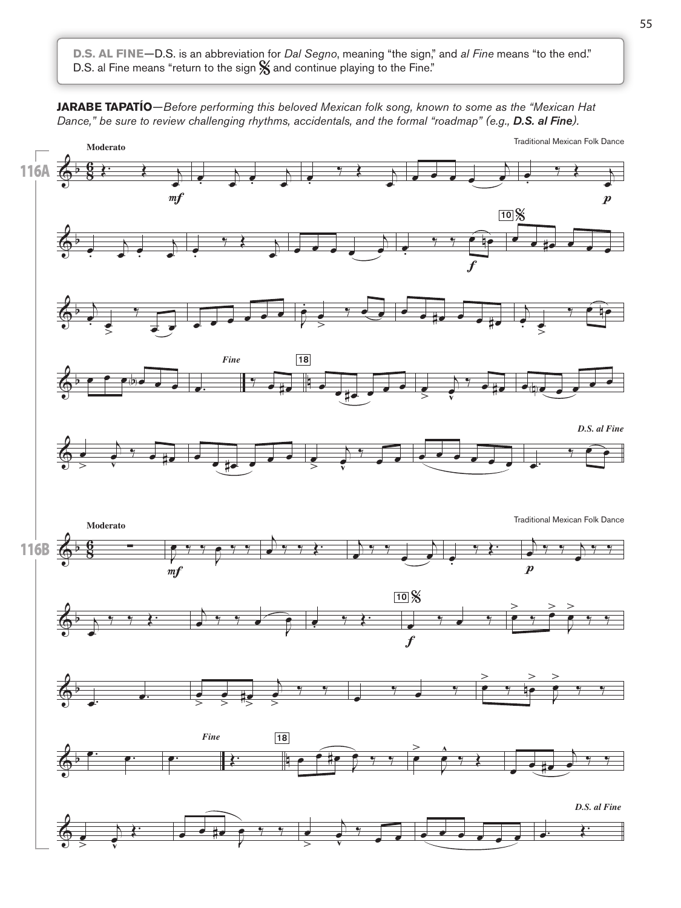**D.S. AL FINE**—D.S. is an abbreviation for *Dal Segno*, meaning "the sign," and *al Fine* means "to the end." D.S. al Fine means "return to the sign 𝄋 and continue playing to the Fine."

**JARABE TAPATÍO**—*Before performing this beloved Mexican folk song, known to some as the "Mexican Hat Dance," be sure to review challenging rhythms, accidentals, and the formal "roadmap" (e.g.,* ***D.S. al Fine****).*

**116A**

Moderato

Traditional Mexican Folk Dance

**116B**

Moderato

Traditional Mexican Folk Dance